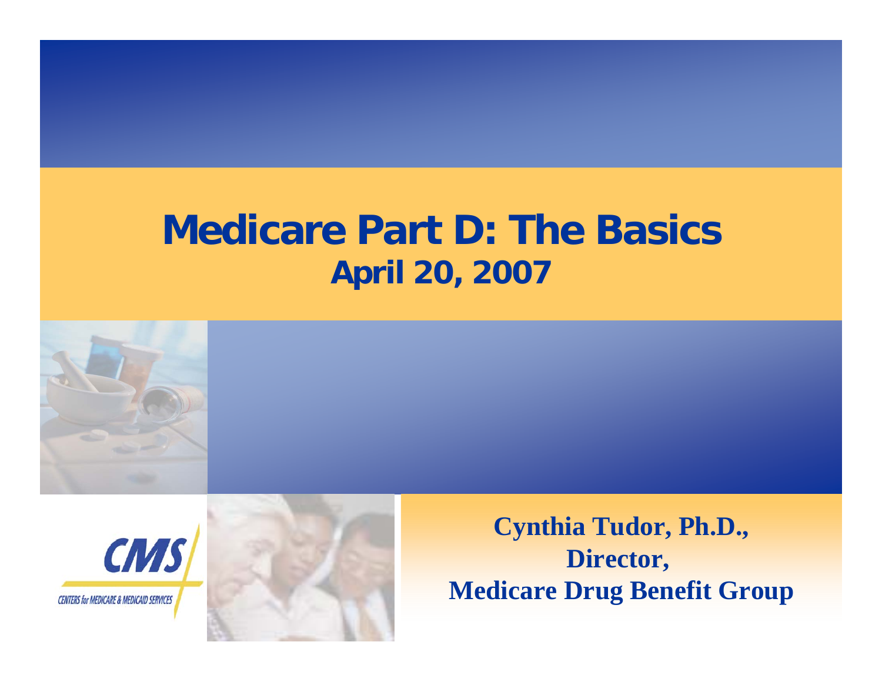# Medicare Part D: The Basics

**April 20, 2007**

CMS

CENTERS for MEDICARE & MEDICAID SERVICES

**Cynthia Tudor, Ph.D.,**
**Director,**
**Medicare Drug Benefit Group**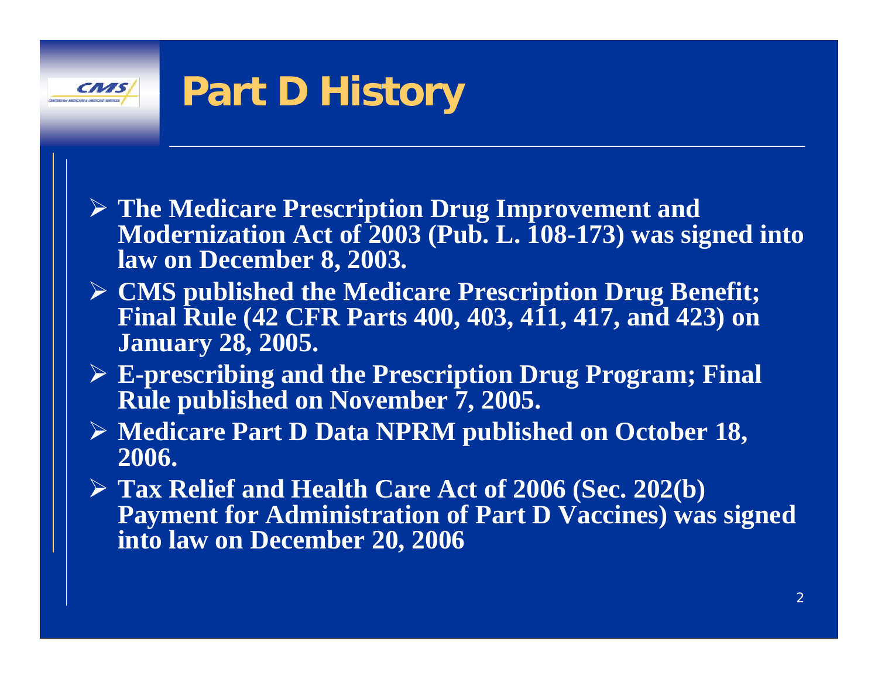# Part D History

- The Medicare Prescription Drug Improvement and Modernization Act of 2003 (Pub. L. 108-173) was signed into law on December 8, 2003.
- CMS published the Medicare Prescription Drug Benefit; Final Rule (42 CFR Parts 400, 403, 411, 417, and 423) on January 28, 2005.
- E-prescribing and the Prescription Drug Program; Final Rule published on November 7, 2005.
- Medicare Part D Data NPRM published on October 18, 2006.
- Tax Relief and Health Care Act of 2006 (Sec. 202(b) Payment for Administration of Part D Vaccines) was signed into law on December 20, 2006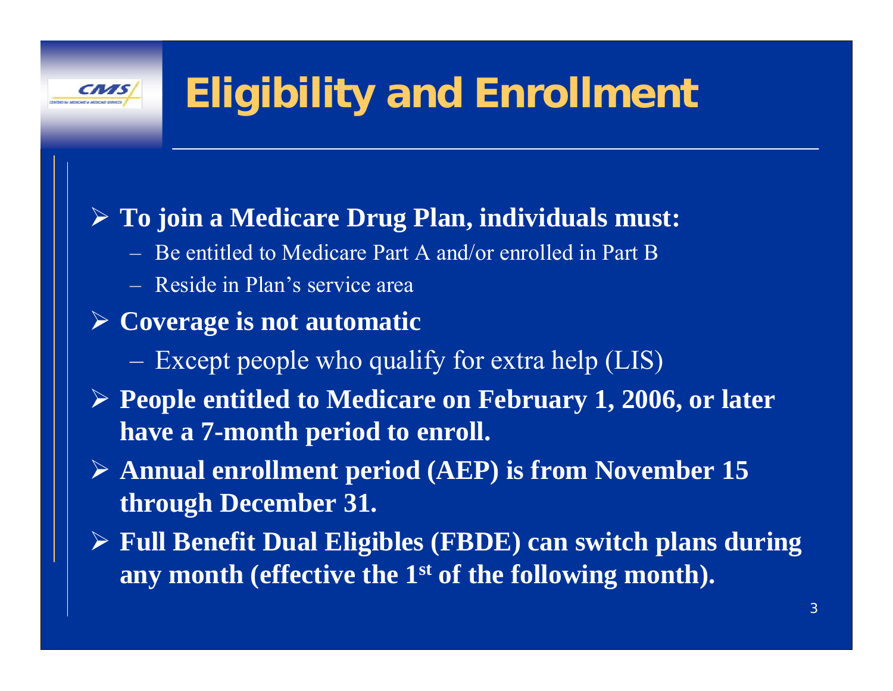# Eligibility and Enrollment

- **To join a Medicare Drug Plan, individuals must:**
  - Be entitled to Medicare Part A and/or enrolled in Part B
  - Reside in Plan's service area
- **Coverage is not automatic**
  - Except people who qualify for extra help (LIS)
- **People entitled to Medicare on February 1, 2006, or later have a 7-month period to enroll.**
- **Annual enrollment period (AEP) is from November 15 through December 31.**
- **Full Benefit Dual Eligibles (FBDE) can switch plans during any month (effective the 1st of the following month).**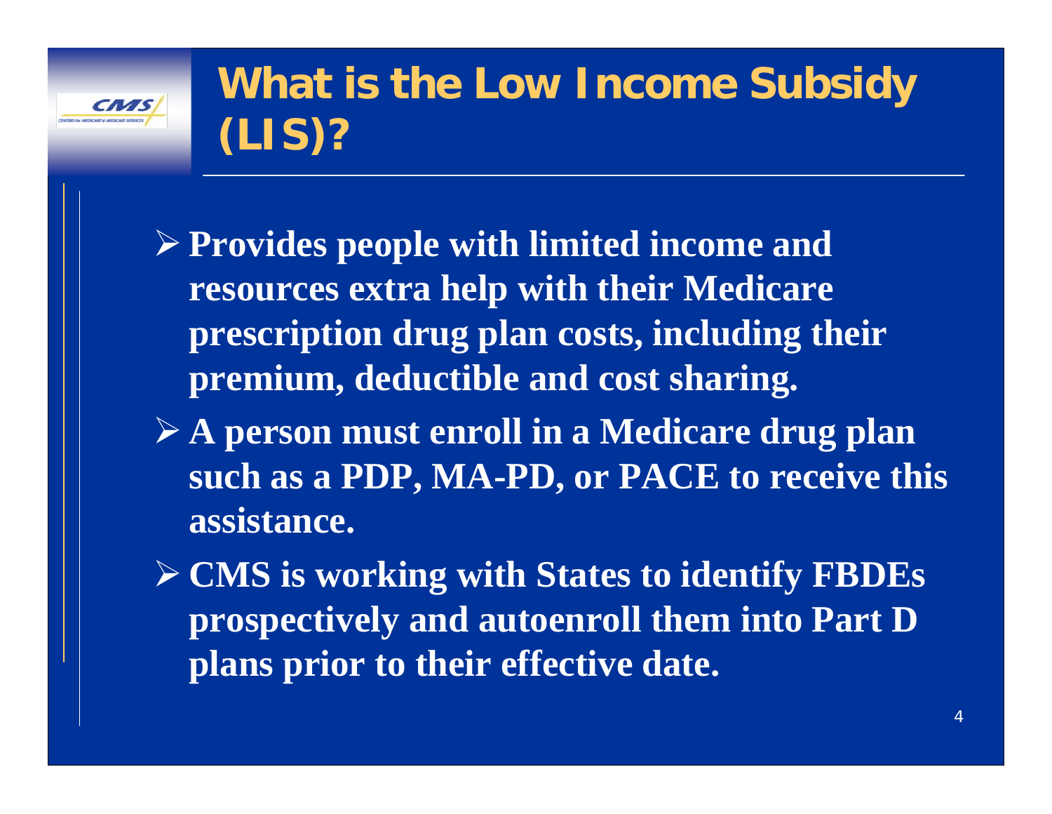# What is the Low Income Subsidy (LIS)?

- **Provides people with limited income and resources extra help with their Medicare prescription drug plan costs, including their premium, deductible and cost sharing.**
- **A person must enroll in a Medicare drug plan such as a PDP, MA-PD, or PACE to receive this assistance.**
- **CMS is working with States to identify FBDEs prospectively and autoenroll them into Part D plans prior to their effective date.**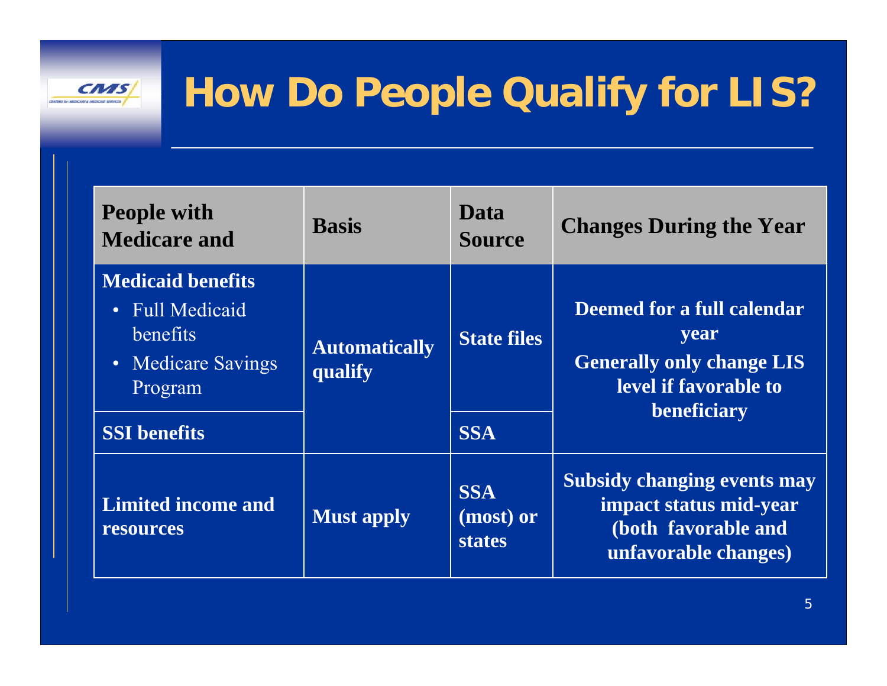# How Do People Qualify for LIS?

| People with Medicare and | Basis | Data Source | Changes During the Year |
|---|---|---|---|
| **Medicaid benefits**<br>• Full Medicaid benefits<br>• Medicare Savings Program | **Automatically qualify** | **State files** | **Deemed for a full calendar year**<br>**Generally only change LIS level if favorable to beneficiary** |
| **SSI benefits** | | **SSA** | |
| **Limited income and resources** | **Must apply** | **SSA (most) or states** | **Subsidy changing events may impact status mid-year (both favorable and unfavorable changes)** |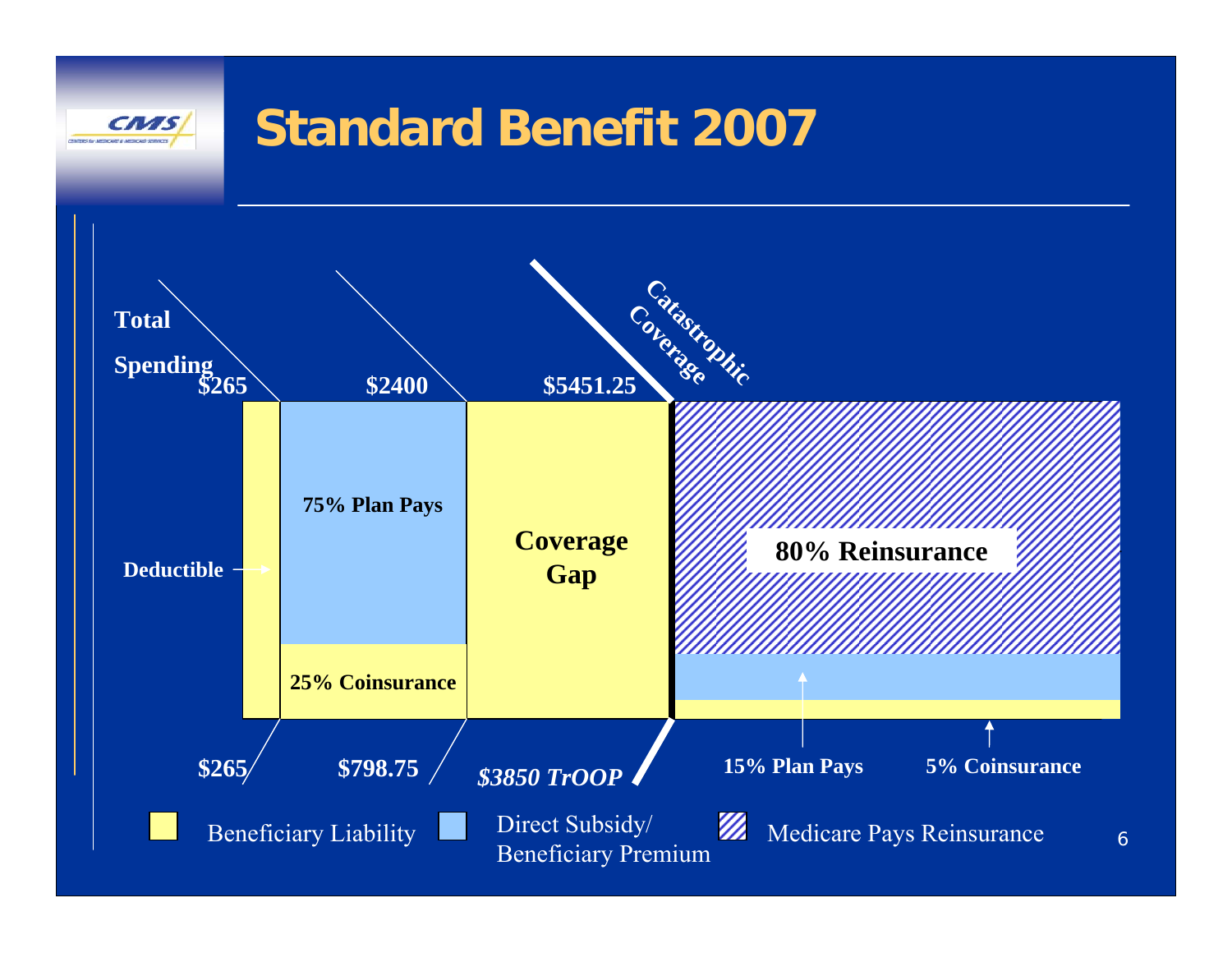# Standard Benefit 2007

**Total Spending**

**$265** | **$2400** | **$5451.25** | **Catastrophic Coverage**

**Deductible**

**75% Plan Pays**

**25% Coinsurance**

**Coverage Gap**

**80% Reinsurance**

**15% Plan Pays**

**5% Coinsurance**

**$265** | **$798.75** | ***$3850 TrOOP***

- Beneficiary Liability
- Direct Subsidy/ Beneficiary Premium
- Medicare Pays Reinsurance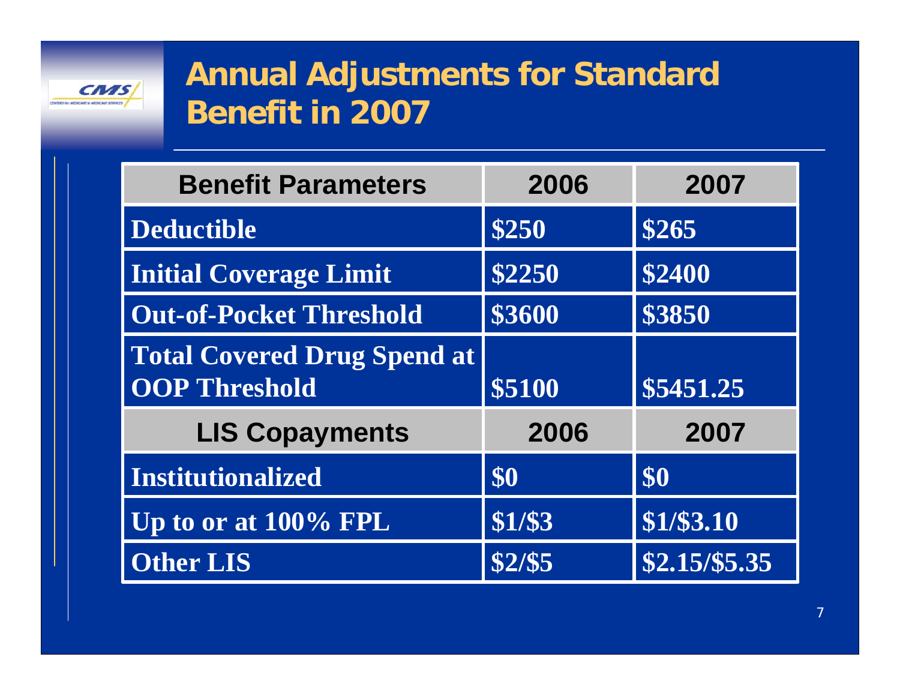# Annual Adjustments for Standard Benefit in 2007

| Benefit Parameters | 2006 | 2007 |
|---|---|---|
| Deductible | $250 | $265 |
| Initial Coverage Limit | $2250 | $2400 |
| Out-of-Pocket Threshold | $3600 | $3850 |
| Total Covered Drug Spend at OOP Threshold | $5100 | $5451.25 |
| **LIS Copayments** | **2006** | **2007** |
| Institutionalized | $0 | $0 |
| Up to or at 100% FPL | $1/$3 | $1/$3.10 |
| Other LIS | $2/$5 | $2.15/$5.35 |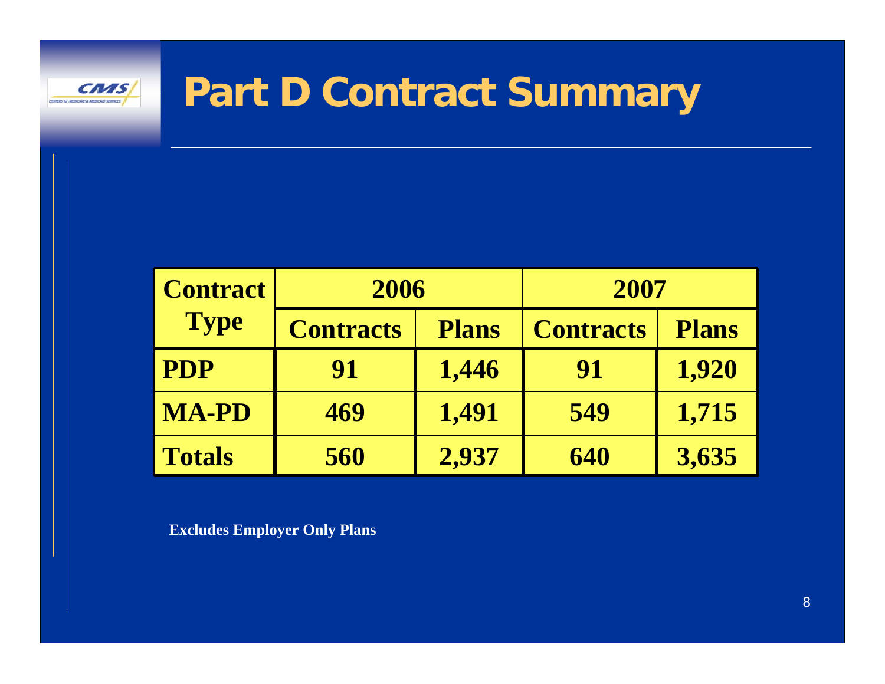# Part D Contract Summary

| Contract Type | 2006 | | 2007 | |
|---|---|---|---|---|
| | Contracts | Plans | Contracts | Plans |
| PDP | 91 | 1,446 | 91 | 1,920 |
| MA-PD | 469 | 1,491 | 549 | 1,715 |
| Totals | 560 | 2,937 | 640 | 3,635 |

**Excludes Employer Only Plans**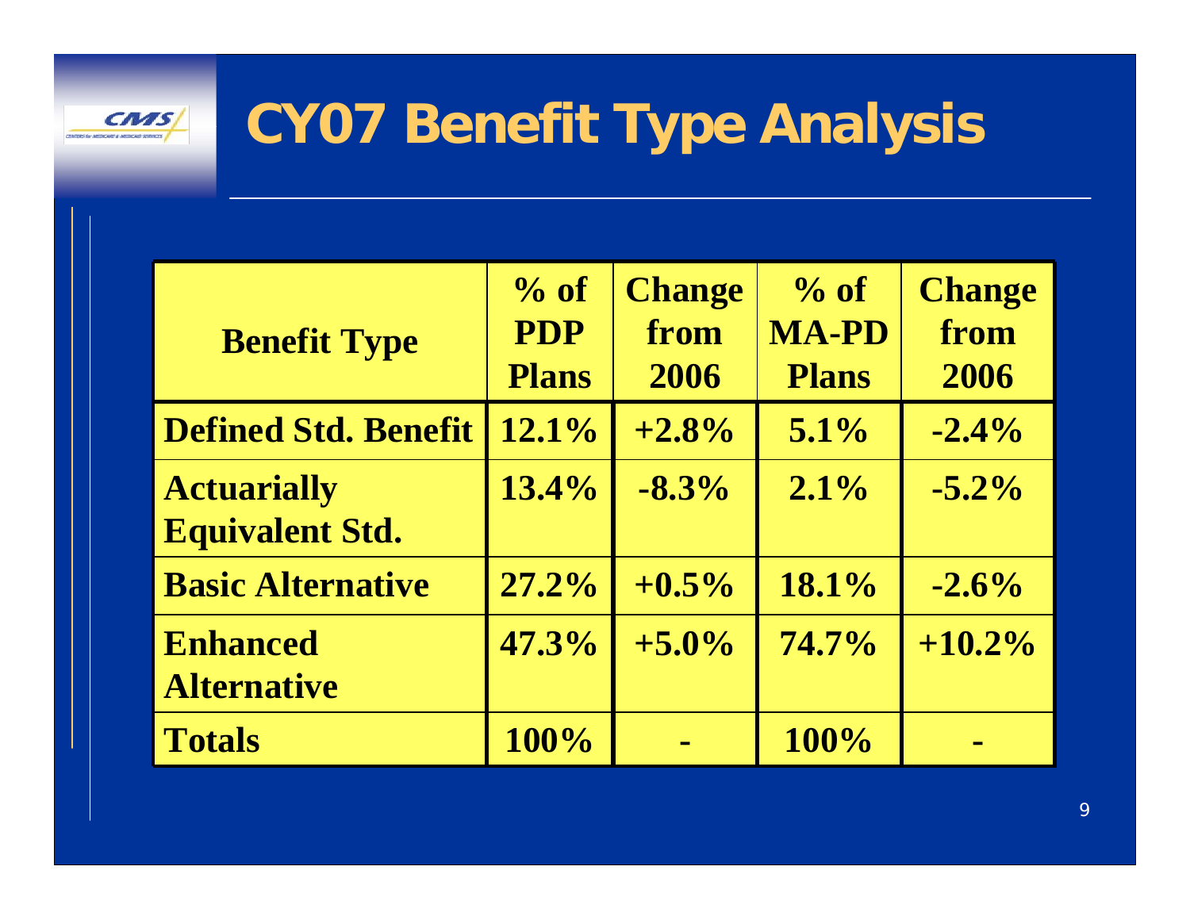# CY07 Benefit Type Analysis

| Benefit Type | % of PDP Plans | Change from 2006 | % of MA-PD Plans | Change from 2006 |
|---|---|---|---|---|
| **Defined Std. Benefit** | **12.1%** | **+2.8%** | **5.1%** | **-2.4%** |
| **Actuarially Equivalent Std.** | **13.4%** | **-8.3%** | **2.1%** | **-5.2%** |
| **Basic Alternative** | **27.2%** | **+0.5%** | **18.1%** | **-2.6%** |
| **Enhanced Alternative** | **47.3%** | **+5.0%** | **74.7%** | **+10.2%** |
| **Totals** | **100%** | **-** | **100%** | **-** |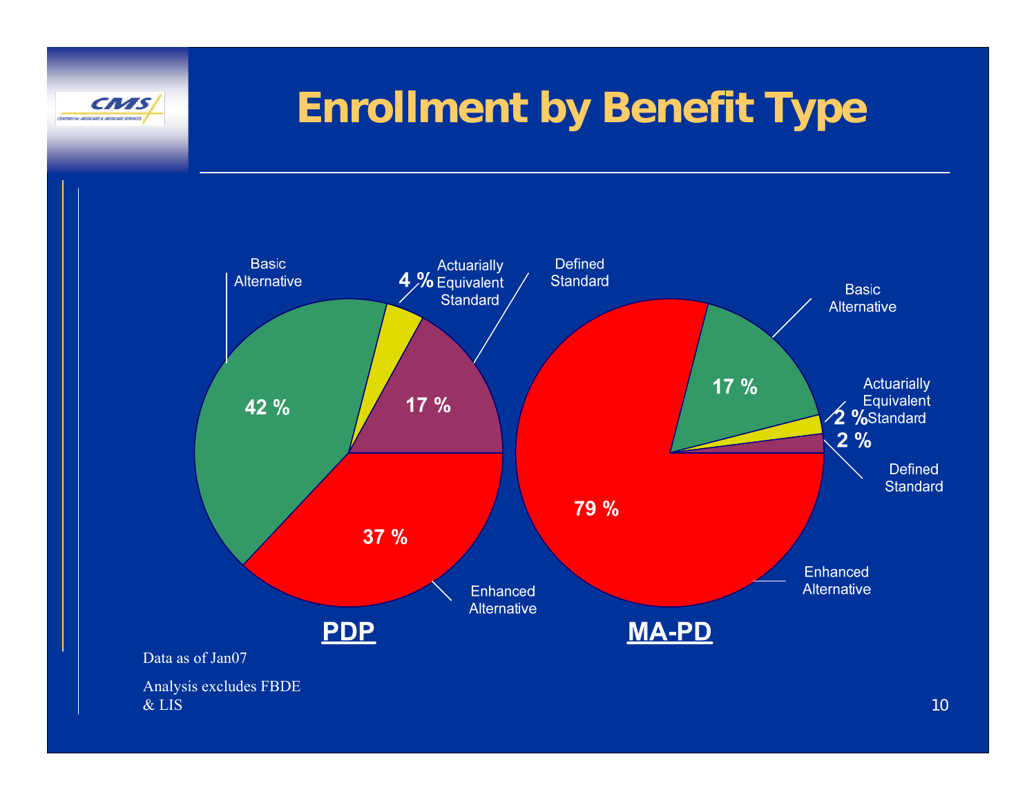# Enrollment by Benefit Type

**PDP**

| Benefit Type | Percent |
| --- | --- |
| Basic Alternative | 42 % |
| Actuarially Equivalent Standard | 4 % |
| Defined Standard | 17 % |
| Enhanced Alternative | 37 % |

**MA-PD**

| Benefit Type | Percent |
| --- | --- |
| Basic Alternative | 17 % |
| Actuarially Equivalent Standard | 2 % |
| Defined Standard | 2 % |
| Enhanced Alternative | 79 % |

Data as of Jan07

Analysis excludes FBDE & LIS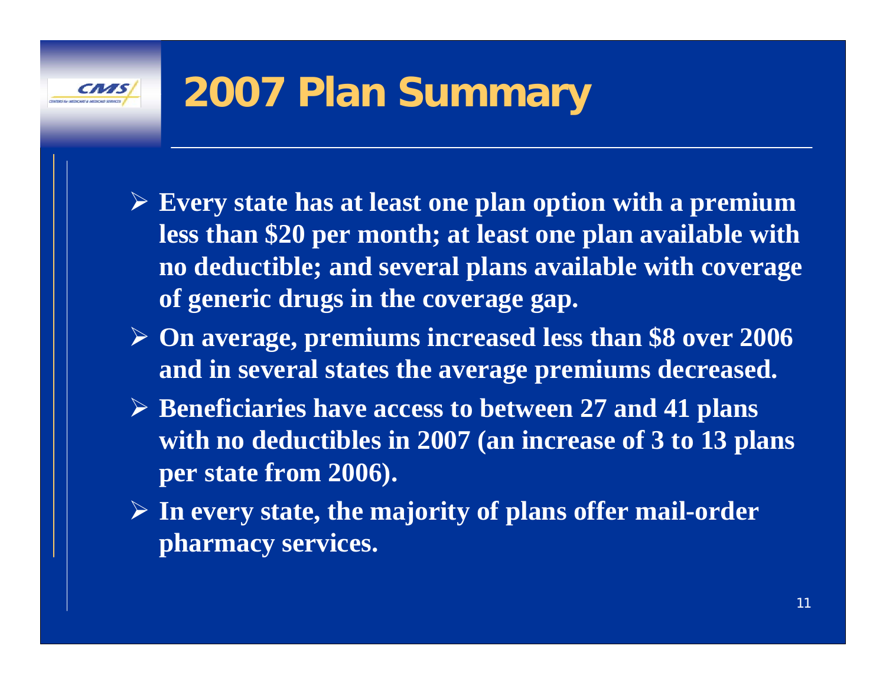# 2007 Plan Summary

- **Every state has at least one plan option with a premium less than $20 per month; at least one plan available with no deductible; and several plans available with coverage of generic drugs in the coverage gap.**
- **On average, premiums increased less than $8 over 2006 and in several states the average premiums decreased.**
- **Beneficiaries have access to between 27 and 41 plans with no deductibles in 2007 (an increase of 3 to 13 plans per state from 2006).**
- **In every state, the majority of plans offer mail-order pharmacy services.**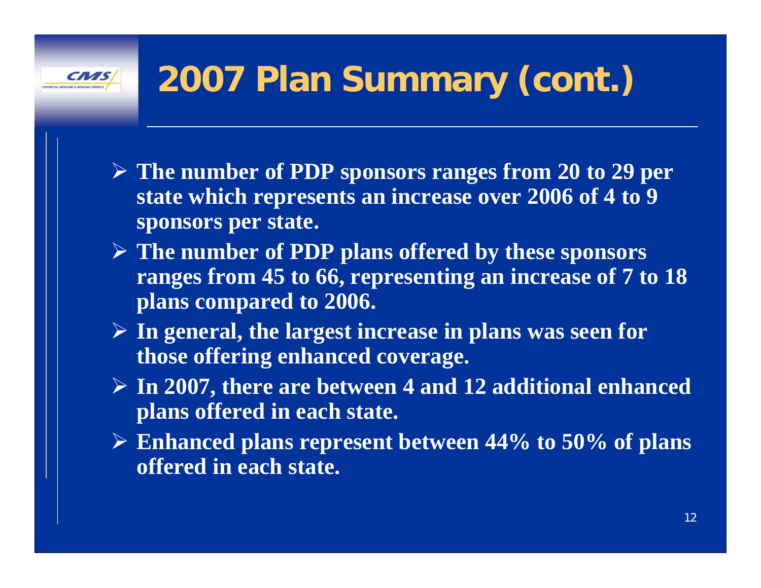# 2007 Plan Summary (cont.)

- **The number of PDP sponsors ranges from 20 to 29 per state which represents an increase over 2006 of 4 to 9 sponsors per state.**
- **The number of PDP plans offered by these sponsors ranges from 45 to 66, representing an increase of 7 to 18 plans compared to 2006.**
- **In general, the largest increase in plans was seen for those offering enhanced coverage.**
- **In 2007, there are between 4 and 12 additional enhanced plans offered in each state.**
- **Enhanced plans represent between 44% to 50% of plans offered in each state.**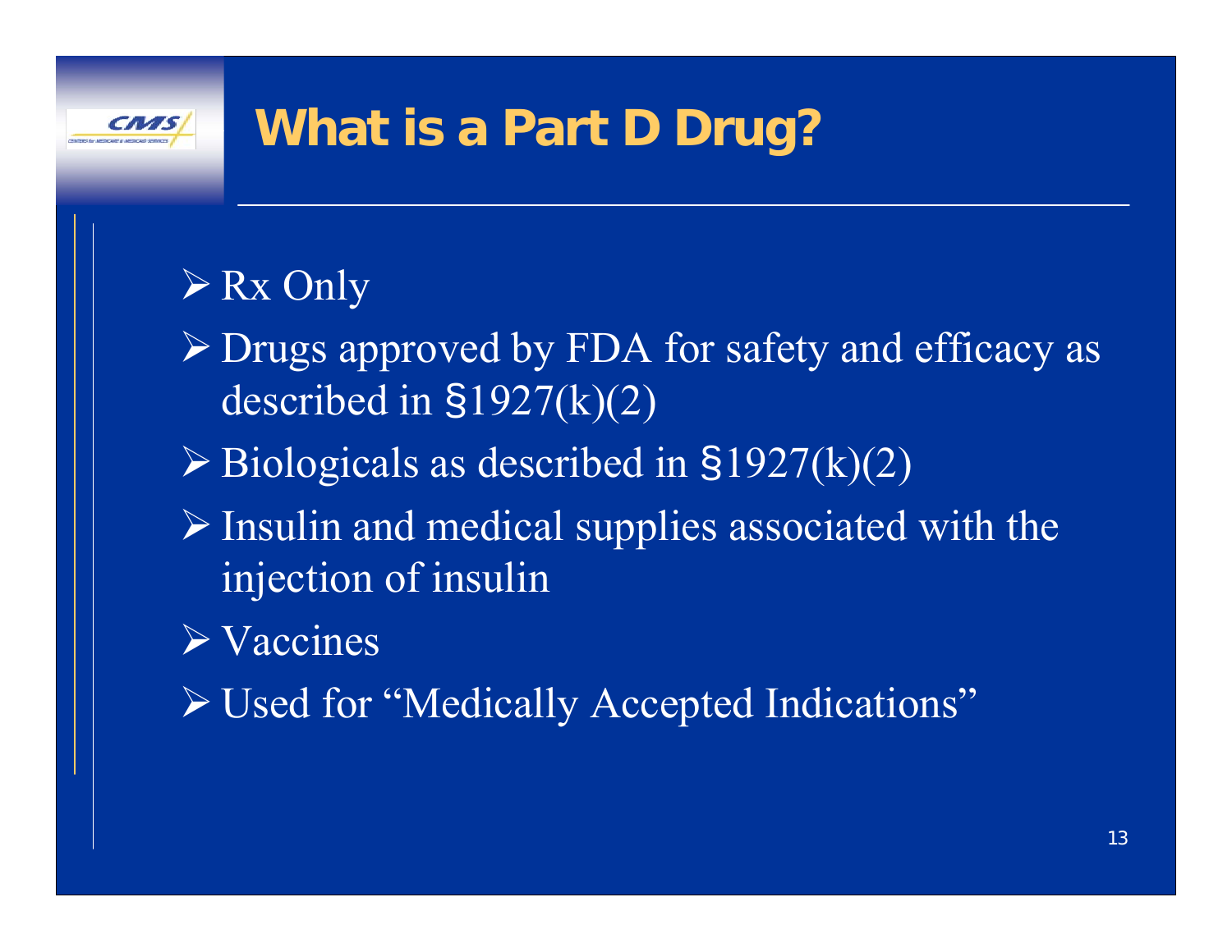# What is a Part D Drug?

- Rx Only
- Drugs approved by FDA for safety and efficacy as described in §1927(k)(2)
- Biologicals as described in §1927(k)(2)
- Insulin and medical supplies associated with the injection of insulin
- Vaccines
- Used for "Medically Accepted Indications"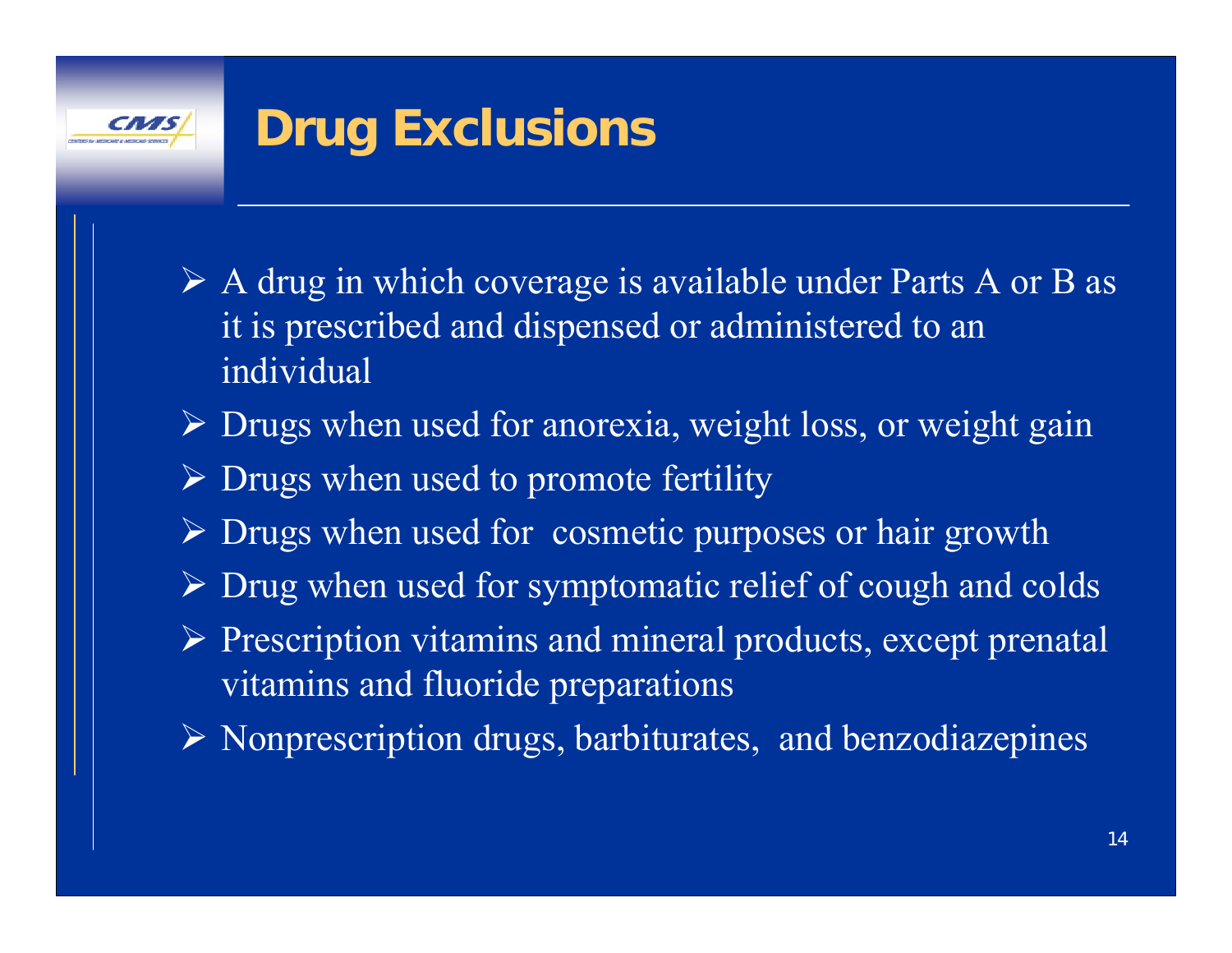# Drug Exclusions

- A drug in which coverage is available under Parts A or B as it is prescribed and dispensed or administered to an individual
- Drugs when used for anorexia, weight loss, or weight gain
- Drugs when used to promote fertility
- Drugs when used for cosmetic purposes or hair growth
- Drug when used for symptomatic relief of cough and colds
- Prescription vitamins and mineral products, except prenatal vitamins and fluoride preparations
- Nonprescription drugs, barbiturates, and benzodiazepines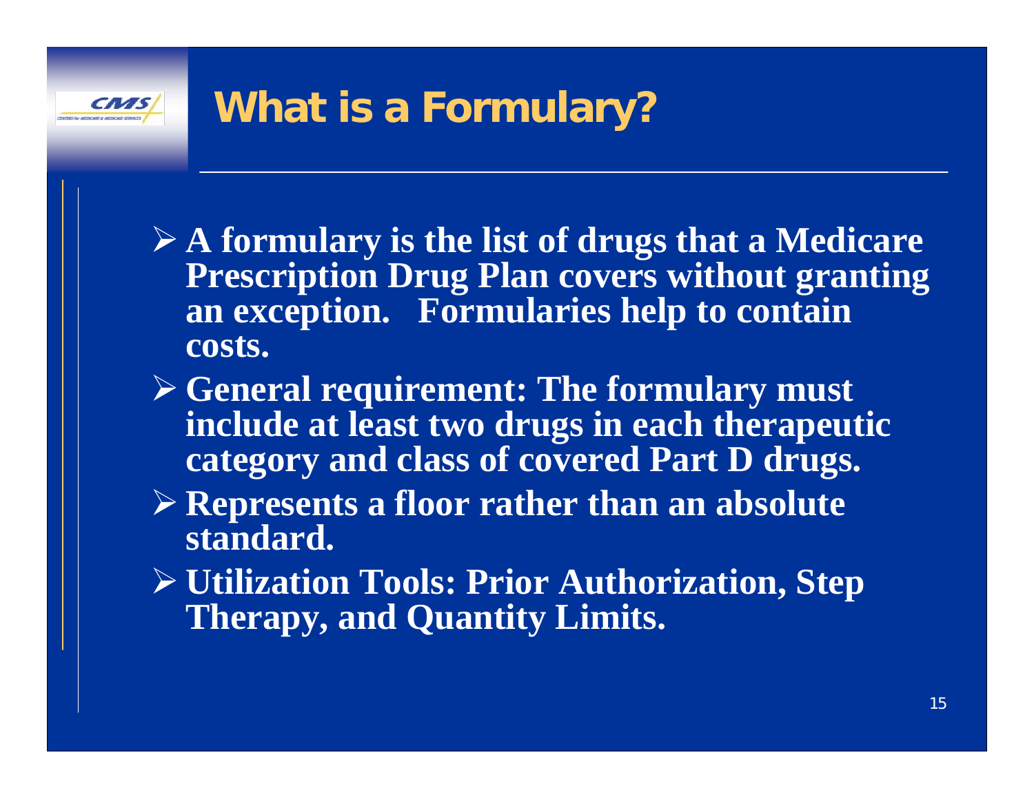# What is a Formulary?

- **A formulary is the list of drugs that a Medicare Prescription Drug Plan covers without granting an exception. Formularies help to contain costs.**
- **General requirement: The formulary must include at least two drugs in each therapeutic category and class of covered Part D drugs.**
- **Represents a floor rather than an absolute standard.**
- **Utilization Tools: Prior Authorization, Step Therapy, and Quantity Limits.**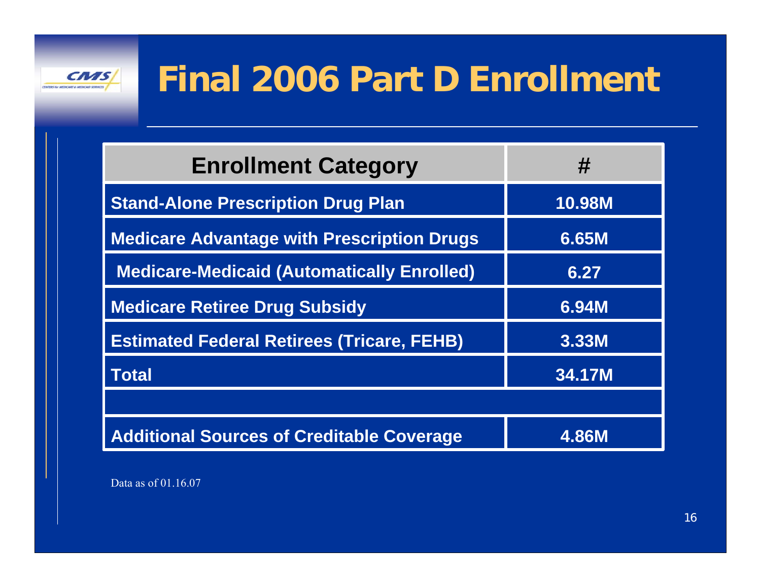# Final 2006 Part D Enrollment

| Enrollment Category | # |
|---|---|
| Stand-Alone Prescription Drug Plan | 10.98M |
| Medicare Advantage with Prescription Drugs | 6.65M |
| Medicare-Medicaid (Automatically Enrolled) | 6.27 |
| Medicare Retiree Drug Subsidy | 6.94M |
| Estimated Federal Retirees (Tricare, FEHB) | 3.33M |
| Total | 34.17M |
| | |
| Additional Sources of Creditable Coverage | 4.86M |

Data as of 01.16.07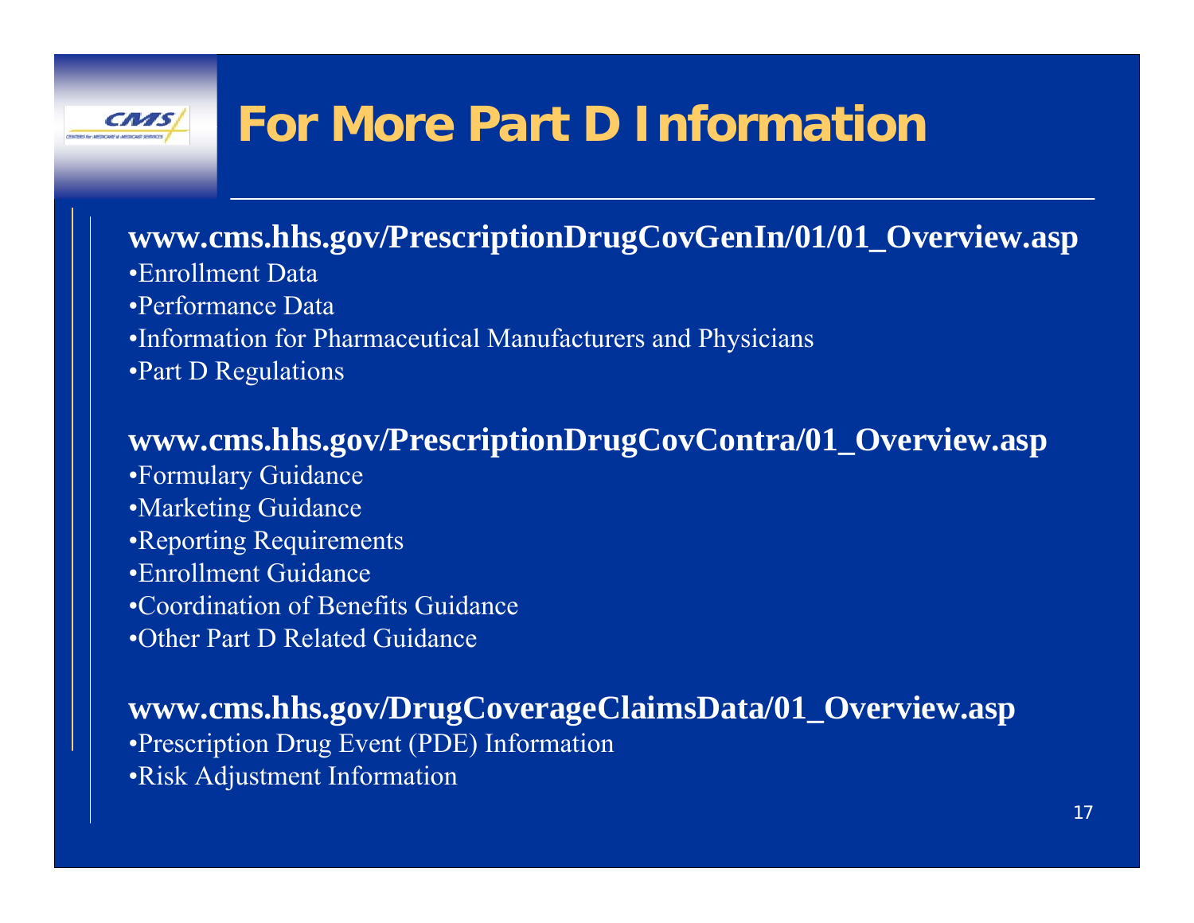# For More Part D Information

**www.cms.hhs.gov/PrescriptionDrugCovGenIn/01/01_Overview.asp**

- Enrollment Data
- Performance Data
- Information for Pharmaceutical Manufacturers and Physicians
- Part D Regulations

**www.cms.hhs.gov/PrescriptionDrugCovContra/01_Overview.asp**

- Formulary Guidance
- Marketing Guidance
- Reporting Requirements
- Enrollment Guidance
- Coordination of Benefits Guidance
- Other Part D Related Guidance

**www.cms.hhs.gov/DrugCoverageClaimsData/01_Overview.asp**

- Prescription Drug Event (PDE) Information
- Risk Adjustment Information